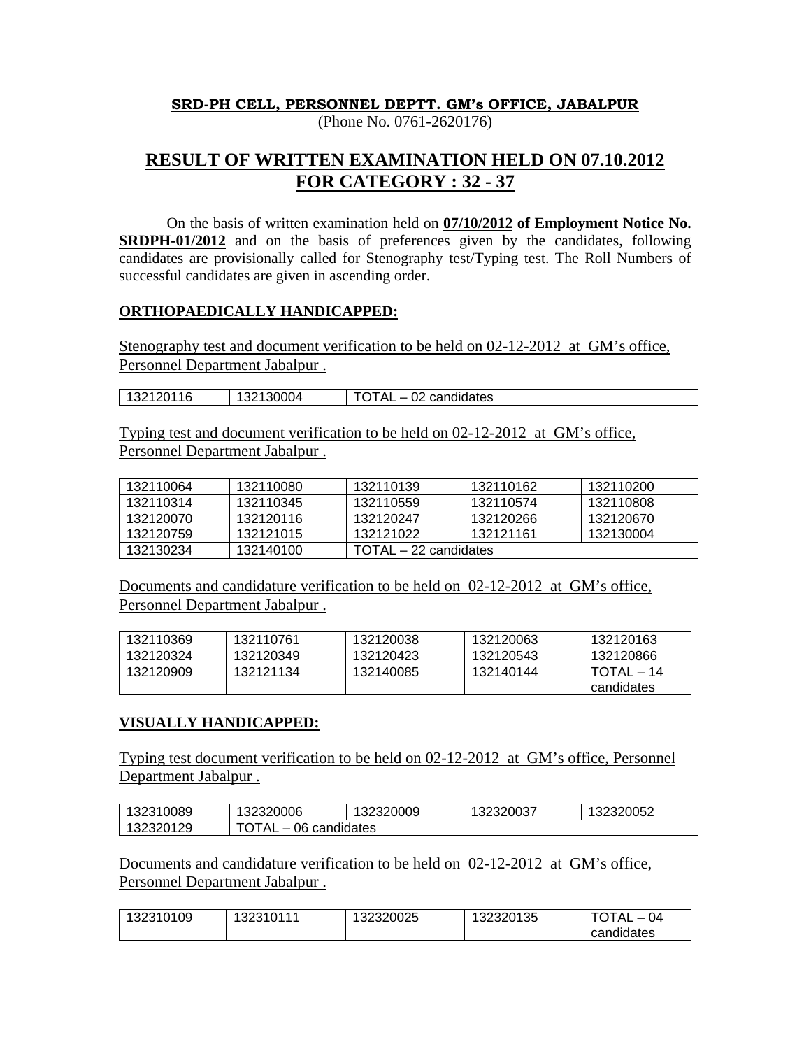**SRD-PH CELL, PERSONNEL DEPTT. GM's OFFICE, JABALPUR**
(Phone No. 0761-2620176)

# RESULT OF WRITTEN EXAMINATION HELD ON 07.10.2012 FOR CATEGORY : 32 - 37

On the basis of written examination held on **07/10/2012 of Employment Notice No. SRDPH-01/2012** and on the basis of preferences given by the candidates, following candidates are provisionally called for Stenography test/Typing test. The Roll Numbers of successful candidates are given in ascending order.

## ORTHOPAEDICALLY HANDICAPPED:

Stenography test and document verification to be held on 02-12-2012 at GM's office, Personnel Department Jabalpur .

| | | |
|---|---|---|
| 132120116 | 132130004 | TOTAL – 02 candidates |

Typing test and document verification to be held on 02-12-2012 at GM's office, Personnel Department Jabalpur .

| | | | | |
|---|---|---|---|---|
| 132110064 | 132110080 | 132110139 | 132110162 | 132110200 |
| 132110314 | 132110345 | 132110559 | 132110574 | 132110808 |
| 132120070 | 132120116 | 132120247 | 132120266 | 132120670 |
| 132120759 | 132121015 | 132121022 | 132121161 | 132130004 |
| 132130234 | 132140100 | TOTAL – 22 candidates | | |

Documents and candidature verification to be held on 02-12-2012 at GM's office, Personnel Department Jabalpur .

| | | | | |
|---|---|---|---|---|
| 132110369 | 132110761 | 132120038 | 132120063 | 132120163 |
| 132120324 | 132120349 | 132120423 | 132120543 | 132120866 |
| 132120909 | 132121134 | 132140085 | 132140144 | TOTAL – 14 candidates |

## VISUALLY HANDICAPPED:

Typing test document verification to be held on 02-12-2012 at GM's office, Personnel Department Jabalpur .

| | | | | |
|---|---|---|---|---|
| 132310089 | 132320006 | 132320009 | 132320037 | 132320052 |
| 132320129 | TOTAL – 06 candidates | | | |

Documents and candidature verification to be held on 02-12-2012 at GM's office, Personnel Department Jabalpur .

| | | | | |
|---|---|---|---|---|
| 132310109 | 132310111 | 132320025 | 132320135 | TOTAL – 04 candidates |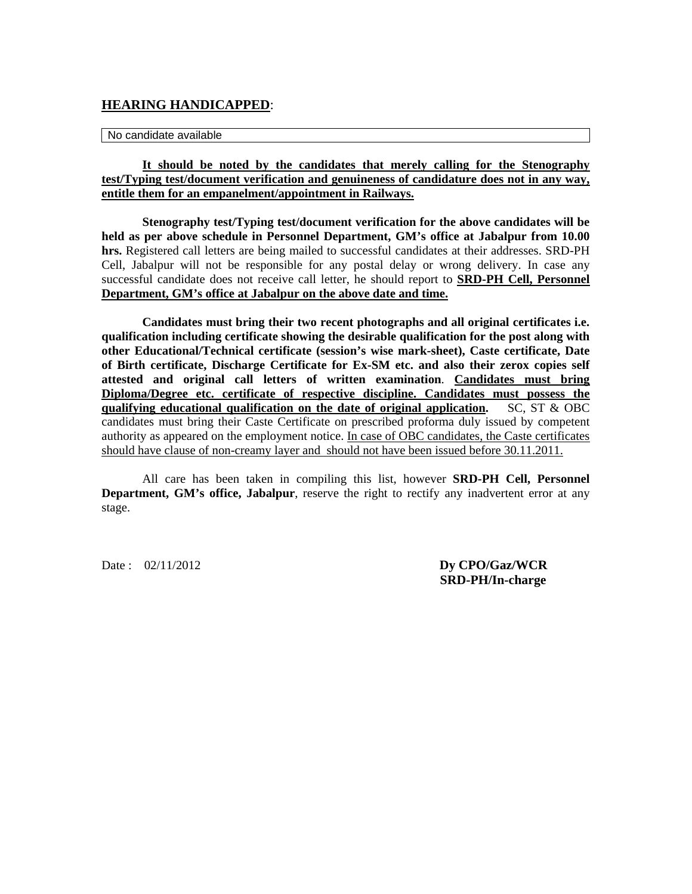**<u>HEARING HANDICAPPED</u>**:

| |
|---|
| No candidate available |

**<u>It should be noted by the candidates that merely calling for the Stenography test/Typing test/document verification and genuineness of candidature does not in any way, entitle them for an empanelment/appointment in Railways.</u>**

**Stenography test/Typing test/document verification for the above candidates will be held as per above schedule in Personnel Department, GM's office at Jabalpur from 10.00 hrs.** Registered call letters are being mailed to successful candidates at their addresses. SRD-PH Cell, Jabalpur will not be responsible for any postal delay or wrong delivery. In case any successful candidate does not receive call letter, he should report to **<u>SRD-PH Cell, Personnel Department, GM's office at Jabalpur on the above date and time.</u>**

**Candidates must bring their two recent photographs and all original certificates i.e. qualification including certificate showing the desirable qualification for the post along with other Educational/Technical certificate (session's wise mark-sheet), Caste certificate, Date of Birth certificate, Discharge Certificate for Ex-SM etc. and also their zerox copies self attested and original call letters of written examination**. **<u>Candidates must bring Diploma/Degree etc. certificate of respective discipline. Candidates must possess the qualifying educational qualification on the date of original application</u>.** SC, ST & OBC candidates must bring their Caste Certificate on prescribed proforma duly issued by competent authority as appeared on the employment notice. <u>In case of OBC candidates, the Caste certificates should have clause of non-creamy layer and should not have been issued before 30.11.2011.</u>

All care has been taken in compiling this list, however **SRD-PH Cell, Personnel Department, GM's office, Jabalpur**, reserve the right to rectify any inadvertent error at any stage.

Date : 02/11/2012

**Dy CPO/Gaz/WCR**
**SRD-PH/In-charge**